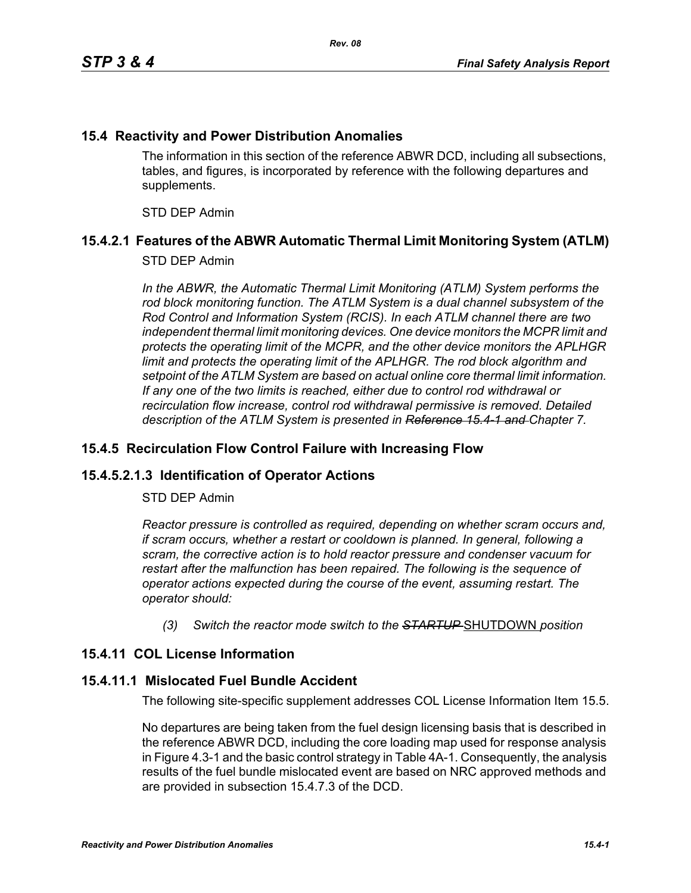## 15.4 Reactivity and Power Distribution Anomalies

The information in this section of the reference ABWR DCD, including all subsections, tables, and figures, is incorporated by reference with the following departures and supplements.

STD DEP Admin

### 15.4.2.1 Features of the ABWR Automatic Thermal Limit Monitoring System (ATLM)

STD DEP Admin

*In the ABWR, the Automatic Thermal Limit Monitoring (ATLM) System performs the rod block monitoring function. The ATLM System is a dual channel subsystem of the Rod Control and Information System (RCIS). In each ATLM channel there are two independent thermal limit monitoring devices. One device monitors the MCPR limit and protects the operating limit of the MCPR, and the other device monitors the APLHGR limit and protects the operating limit of the APLHGR. The rod block algorithm and setpoint of the ATLM System are based on actual online core thermal limit information. If any one of the two limits is reached, either due to control rod withdrawal or recirculation flow increase, control rod withdrawal permissive is removed. Detailed description of the ATLM System is presented in ~~Reference 15.4-1 and~~ Chapter 7.*

### 15.4.5 Recirculation Flow Control Failure with Increasing Flow

### 15.4.5.2.1.3 Identification of Operator Actions

STD DEP Admin

*Reactor pressure is controlled as required, depending on whether scram occurs and, if scram occurs, whether a restart or cooldown is planned. In general, following a scram, the corrective action is to hold reactor pressure and condenser vacuum for restart after the malfunction has been repaired. The following is the sequence of operator actions expected during the course of the event, assuming restart. The operator should:*

*(3) Switch the reactor mode switch to the ~~STARTUP~~* <u>SHUTDOWN</u> *position*

### 15.4.11 COL License Information

### 15.4.11.1 Mislocated Fuel Bundle Accident

The following site-specific supplement addresses COL License Information Item 15.5.

No departures are being taken from the fuel design licensing basis that is described in the reference ABWR DCD, including the core loading map used for response analysis in Figure 4.3-1 and the basic control strategy in Table 4A-1. Consequently, the analysis results of the fuel bundle mislocated event are based on NRC approved methods and are provided in subsection 15.4.7.3 of the DCD.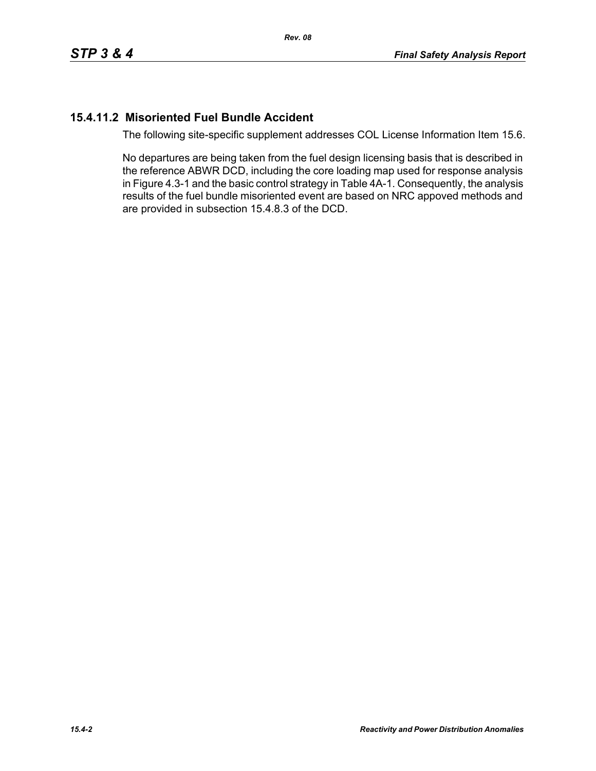## 15.4.11.2 Misoriented Fuel Bundle Accident

The following site-specific supplement addresses COL License Information Item 15.6.

No departures are being taken from the fuel design licensing basis that is described in the reference ABWR DCD, including the core loading map used for response analysis in Figure 4.3-1 and the basic control strategy in Table 4A-1. Consequently, the analysis results of the fuel bundle misoriented event are based on NRC appoved methods and are provided in subsection 15.4.8.3 of the DCD.